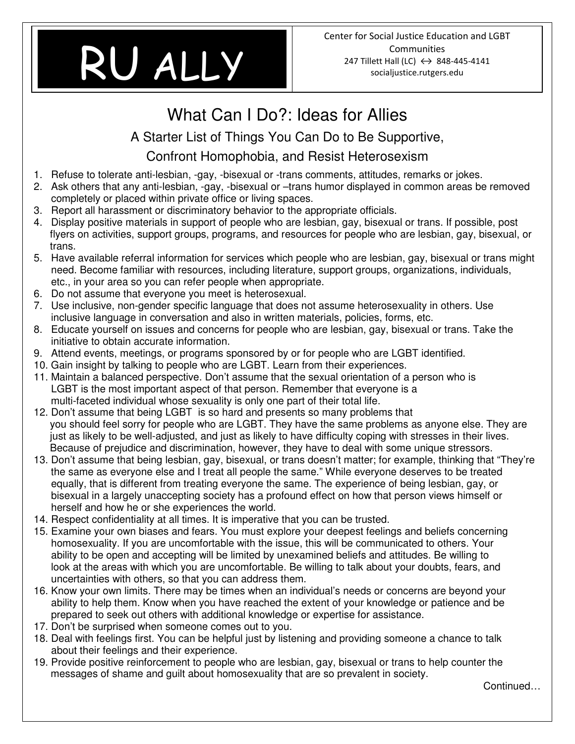# RU ALLY

Center for Social Justice Education and LGBT Communities
247 Tillett Hall (LC) ↔ 848-445-4141
socialjustice.rutgers.edu

## What Can I Do?: Ideas for Allies

### A Starter List of Things You Can Do to Be Supportive, Confront Homophobia, and Resist Heterosexism

1. Refuse to tolerate anti-lesbian, -gay, -bisexual or -trans comments, attitudes, remarks or jokes.
2. Ask others that any anti-lesbian, -gay, -bisexual or –trans humor displayed in common areas be removed completely or placed within private office or living spaces.
3. Report all harassment or discriminatory behavior to the appropriate officials.
4. Display positive materials in support of people who are lesbian, gay, bisexual or trans. If possible, post flyers on activities, support groups, programs, and resources for people who are lesbian, gay, bisexual, or trans.
5. Have available referral information for services which people who are lesbian, gay, bisexual or trans might need. Become familiar with resources, including literature, support groups, organizations, individuals, etc., in your area so you can refer people when appropriate.
6. Do not assume that everyone you meet is heterosexual.
7. Use inclusive, non-gender specific language that does not assume heterosexuality in others. Use inclusive language in conversation and also in written materials, policies, forms, etc.
8. Educate yourself on issues and concerns for people who are lesbian, gay, bisexual or trans. Take the initiative to obtain accurate information.
9. Attend events, meetings, or programs sponsored by or for people who are LGBT identified.
10. Gain insight by talking to people who are LGBT. Learn from their experiences.
11. Maintain a balanced perspective. Don't assume that the sexual orientation of a person who is LGBT is the most important aspect of that person. Remember that everyone is a multi-faceted individual whose sexuality is only one part of their total life.
12. Don't assume that being LGBT is so hard and presents so many problems that you should feel sorry for people who are LGBT. They have the same problems as anyone else. They are just as likely to be well-adjusted, and just as likely to have difficulty coping with stresses in their lives. Because of prejudice and discrimination, however, they have to deal with some unique stressors.
13. Don't assume that being lesbian, gay, bisexual, or trans doesn't matter; for example, thinking that "They're the same as everyone else and I treat all people the same." While everyone deserves to be treated equally, that is different from treating everyone the same. The experience of being lesbian, gay, or bisexual in a largely unaccepting society has a profound effect on how that person views himself or herself and how he or she experiences the world.
14. Respect confidentiality at all times. It is imperative that you can be trusted.
15. Examine your own biases and fears. You must explore your deepest feelings and beliefs concerning homosexuality. If you are uncomfortable with the issue, this will be communicated to others. Your ability to be open and accepting will be limited by unexamined beliefs and attitudes. Be willing to look at the areas with which you are uncomfortable. Be willing to talk about your doubts, fears, and uncertainties with others, so that you can address them.
16. Know your own limits. There may be times when an individual's needs or concerns are beyond your ability to help them. Know when you have reached the extent of your knowledge or patience and be prepared to seek out others with additional knowledge or expertise for assistance.
17. Don't be surprised when someone comes out to you.
18. Deal with feelings first. You can be helpful just by listening and providing someone a chance to talk about their feelings and their experience.
19. Provide positive reinforcement to people who are lesbian, gay, bisexual or trans to help counter the messages of shame and guilt about homosexuality that are so prevalent in society.

Continued…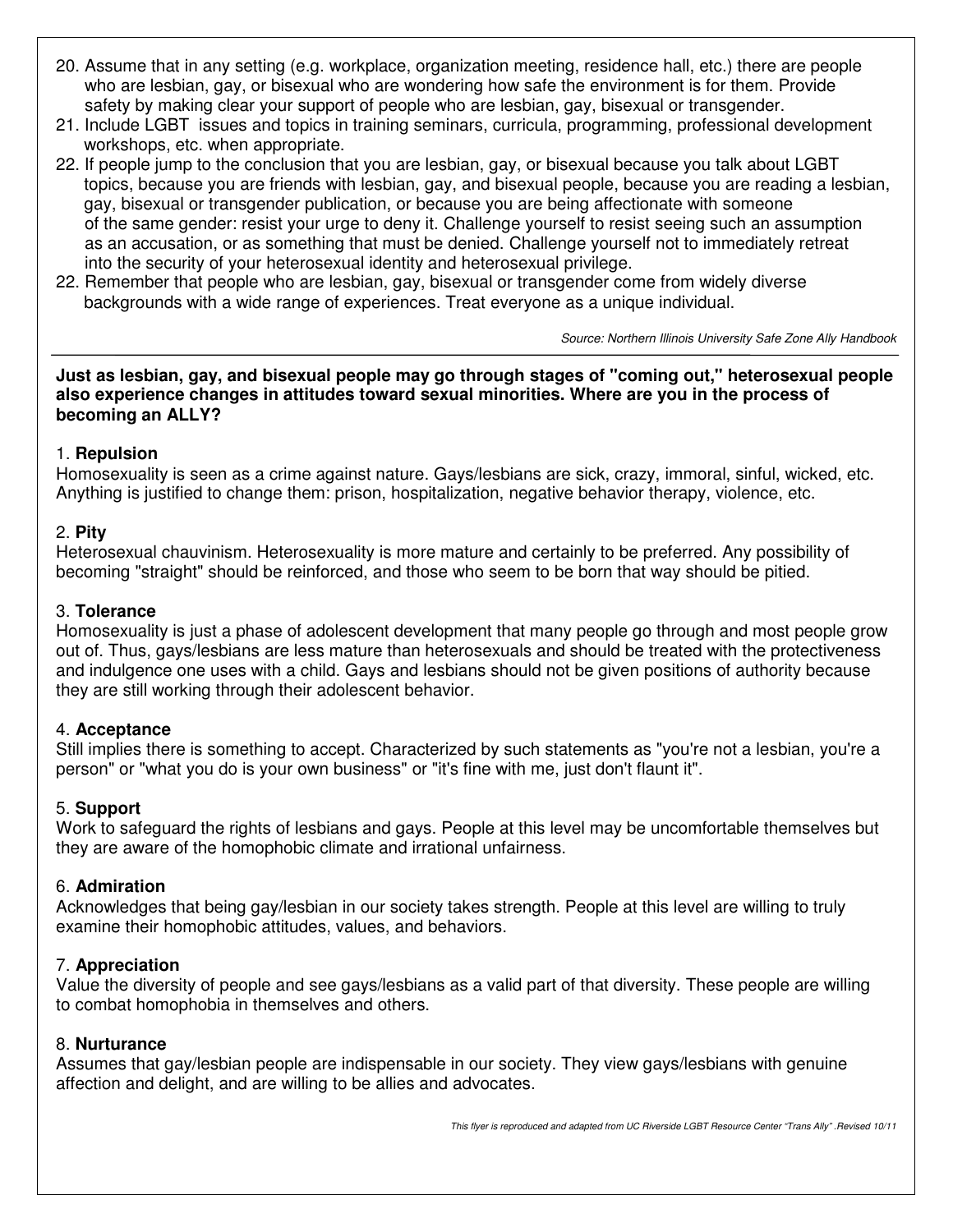20. Assume that in any setting (e.g. workplace, organization meeting, residence hall, etc.) there are people who are lesbian, gay, or bisexual who are wondering how safe the environment is for them. Provide safety by making clear your support of people who are lesbian, gay, bisexual or transgender.
21. Include LGBT issues and topics in training seminars, curricula, programming, professional development workshops, etc. when appropriate.
22. If people jump to the conclusion that you are lesbian, gay, or bisexual because you talk about LGBT topics, because you are friends with lesbian, gay, and bisexual people, because you are reading a lesbian, gay, bisexual or transgender publication, or because you are being affectionate with someone of the same gender: resist your urge to deny it. Challenge yourself to resist seeing such an assumption as an accusation, or as something that must be denied. Challenge yourself not to immediately retreat into the security of your heterosexual identity and heterosexual privilege.
22. Remember that people who are lesbian, gay, bisexual or transgender come from widely diverse backgrounds with a wide range of experiences. Treat everyone as a unique individual.

*Source: Northern Illinois University Safe Zone Ally Handbook*

---

**Just as lesbian, gay, and bisexual people may go through stages of "coming out," heterosexual people also experience changes in attitudes toward sexual minorities. Where are you in the process of becoming an ALLY?**

1. **Repulsion**
Homosexuality is seen as a crime against nature. Gays/lesbians are sick, crazy, immoral, sinful, wicked, etc. Anything is justified to change them: prison, hospitalization, negative behavior therapy, violence, etc.

2. **Pity**
Heterosexual chauvinism. Heterosexuality is more mature and certainly to be preferred. Any possibility of becoming "straight" should be reinforced, and those who seem to be born that way should be pitied.

3. **Tolerance**
Homosexuality is just a phase of adolescent development that many people go through and most people grow out of. Thus, gays/lesbians are less mature than heterosexuals and should be treated with the protectiveness and indulgence one uses with a child. Gays and lesbians should not be given positions of authority because they are still working through their adolescent behavior.

4. **Acceptance**
Still implies there is something to accept. Characterized by such statements as "you're not a lesbian, you're a person" or "what you do is your own business" or "it's fine with me, just don't flaunt it".

5. **Support**
Work to safeguard the rights of lesbians and gays. People at this level may be uncomfortable themselves but they are aware of the homophobic climate and irrational unfairness.

6. **Admiration**
Acknowledges that being gay/lesbian in our society takes strength. People at this level are willing to truly examine their homophobic attitudes, values, and behaviors.

7. **Appreciation**
Value the diversity of people and see gays/lesbians as a valid part of that diversity. These people are willing to combat homophobia in themselves and others.

8. **Nurturance**
Assumes that gay/lesbian people are indispensable in our society. They view gays/lesbians with genuine affection and delight, and are willing to be allies and advocates.

*This flyer is reproduced and adapted from UC Riverside LGBT Resource Center "Trans Ally" .Revised 10/11*